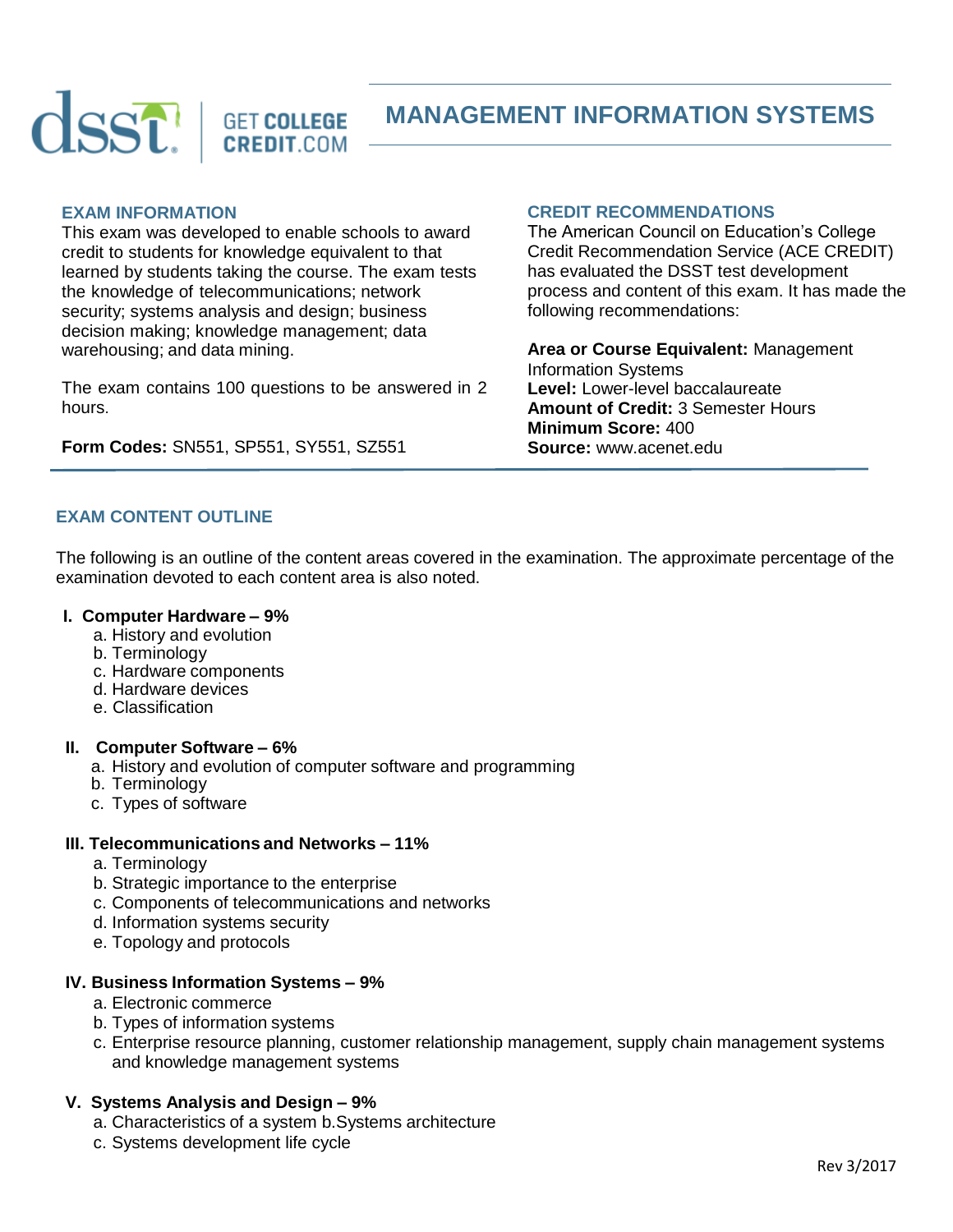# MANAGEMENT INFORMATION SYSTEMS

## EXAM INFORMATION

This exam was developed to enable schools to award credit to students for knowledge equivalent to that learned by students taking the course. The exam tests the knowledge of telecommunications; network security; systems analysis and design; business decision making; knowledge management; data warehousing; and data mining.

The exam contains 100 questions to be answered in 2 hours.

**Form Codes:** SN551, SP551, SY551, SZ551

## CREDIT RECOMMENDATIONS

The American Council on Education's College Credit Recommendation Service (ACE CREDIT) has evaluated the DSST test development process and content of this exam. It has made the following recommendations:

**Area or Course Equivalent:** Management Information Systems
**Level:** Lower-level baccalaureate
**Amount of Credit:** 3 Semester Hours
**Minimum Score:** 400
**Source:** www.acenet.edu

## EXAM CONTENT OUTLINE

The following is an outline of the content areas covered in the examination. The approximate percentage of the examination devoted to each content area is also noted.

**I. Computer Hardware – 9%**
- a. History and evolution
- b. Terminology
- c. Hardware components
- d. Hardware devices
- e. Classification

**II. Computer Software – 6%**
- a. History and evolution of computer software and programming
- b. Terminology
- c. Types of software

**III. Telecommunications and Networks – 11%**
- a. Terminology
- b. Strategic importance to the enterprise
- c. Components of telecommunications and networks
- d. Information systems security
- e. Topology and protocols

**IV. Business Information Systems – 9%**
- a. Electronic commerce
- b. Types of information systems
- c. Enterprise resource planning, customer relationship management, supply chain management systems and knowledge management systems

**V. Systems Analysis and Design – 9%**
- a. Characteristics of a system
- b. Systems architecture
- c. Systems development life cycle

Rev 3/2017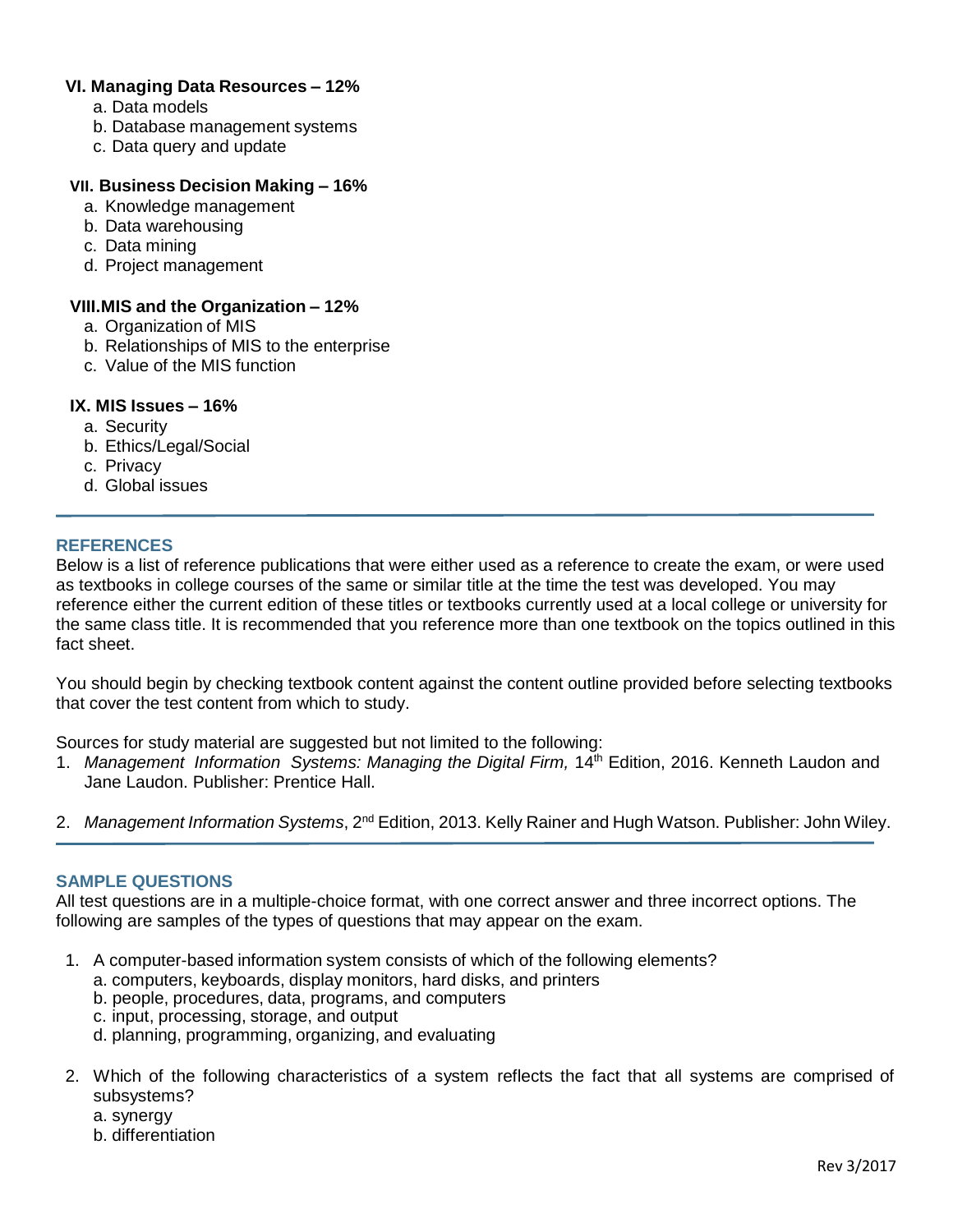**VI. Managing Data Resources – 12%**

a. Data models
b. Database management systems
c. Data query and update

**VII. Business Decision Making – 16%**

a. Knowledge management
b. Data warehousing
c. Data mining
d. Project management

**VIII. MIS and the Organization – 12%**

a. Organization of MIS
b. Relationships of MIS to the enterprise
c. Value of the MIS function

**IX. MIS Issues – 16%**

a. Security
b. Ethics/Legal/Social
c. Privacy
d. Global issues

---

## REFERENCES

Below is a list of reference publications that were either used as a reference to create the exam, or were used as textbooks in college courses of the same or similar title at the time the test was developed. You may reference either the current edition of these titles or textbooks currently used at a local college or university for the same class title. It is recommended that you reference more than one textbook on the topics outlined in this fact sheet.

You should begin by checking textbook content against the content outline provided before selecting textbooks that cover the test content from which to study.

Sources for study material are suggested but not limited to the following:

1. *Management Information Systems: Managing the Digital Firm,* 14th Edition, 2016. Kenneth Laudon and Jane Laudon. Publisher: Prentice Hall.
2. *Management Information Systems*, 2nd Edition, 2013. Kelly Rainer and Hugh Watson. Publisher: John Wiley.

---

## SAMPLE QUESTIONS

All test questions are in a multiple-choice format, with one correct answer and three incorrect options. The following are samples of the types of questions that may appear on the exam.

1. A computer-based information system consists of which of the following elements?
   a. computers, keyboards, display monitors, hard disks, and printers
   b. people, procedures, data, programs, and computers
   c. input, processing, storage, and output
   d. planning, programming, organizing, and evaluating
2. Which of the following characteristics of a system reflects the fact that all systems are comprised of subsystems?
   a. synergy
   b. differentiation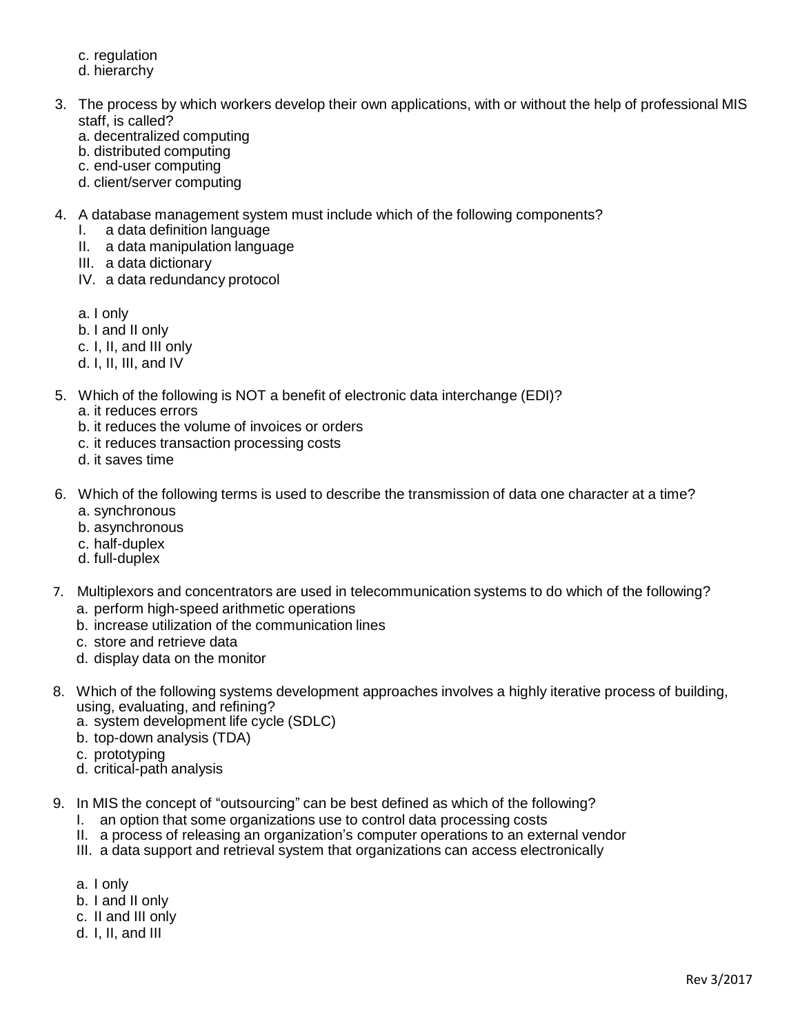c. regulation
d. hierarchy

3. The process by which workers develop their own applications, with or without the help of professional MIS staff, is called?
   a. decentralized computing
   b. distributed computing
   c. end-user computing
   d. client/server computing

4. A database management system must include which of the following components?
   I. a data definition language
   II. a data manipulation language
   III. a data dictionary
   IV. a data redundancy protocol

   a. I only
   b. I and II only
   c. I, II, and III only
   d. I, II, III, and IV

5. Which of the following is NOT a benefit of electronic data interchange (EDI)?
   a. it reduces errors
   b. it reduces the volume of invoices or orders
   c. it reduces transaction processing costs
   d. it saves time

6. Which of the following terms is used to describe the transmission of data one character at a time?
   a. synchronous
   b. asynchronous
   c. half-duplex
   d. full-duplex

7. Multiplexors and concentrators are used in telecommunication systems to do which of the following?
   a. perform high-speed arithmetic operations
   b. increase utilization of the communication lines
   c. store and retrieve data
   d. display data on the monitor

8. Which of the following systems development approaches involves a highly iterative process of building, using, evaluating, and refining?
   a. system development life cycle (SDLC)
   b. top-down analysis (TDA)
   c. prototyping
   d. critical-path analysis

9. In MIS the concept of "outsourcing" can be best defined as which of the following?
   I. an option that some organizations use to control data processing costs
   II. a process of releasing an organization's computer operations to an external vendor
   III. a data support and retrieval system that organizations can access electronically

   a. I only
   b. I and II only
   c. II and III only
   d. I, II, and III

Rev 3/2017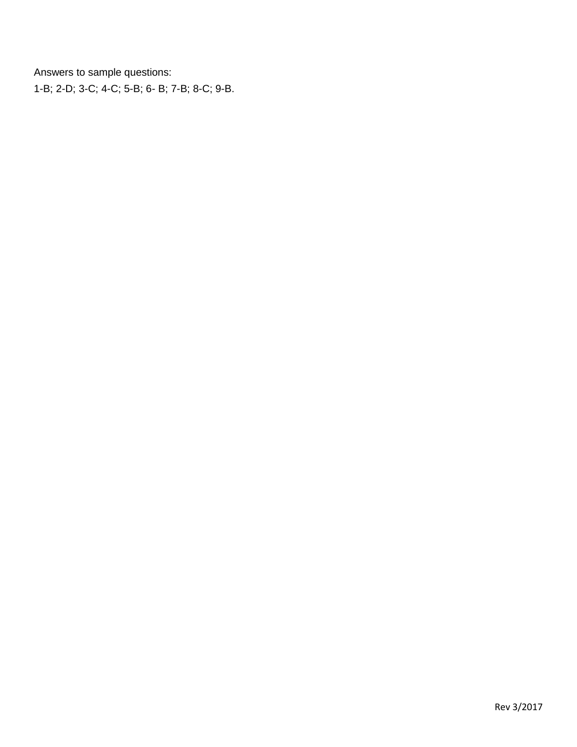Answers to sample questions:

1-B; 2-D; 3-C; 4-C; 5-B; 6- B; 7-B; 8-C; 9-B.

Rev 3/2017